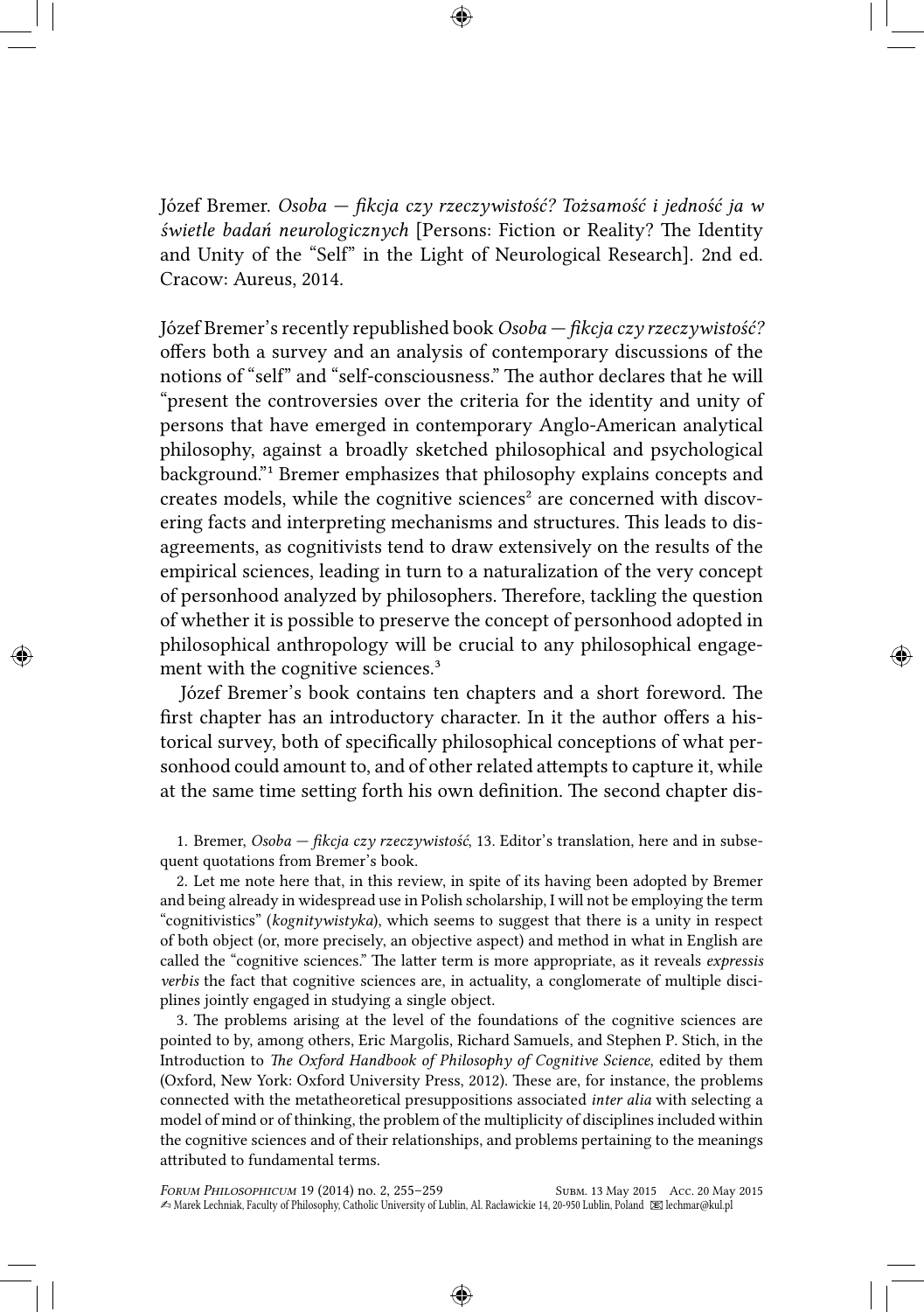Józef Bremer. *Osoba — fikcja czy rzeczywistość? Tożsamość i jedność ja w świetle badań neurologicznych* [Persons: Fiction or Reality? The Identity and Unity of the "Self" in the Light of Neurological Research]. 2nd ed. Cracow: Aureus, 2014.

Józef Bremer's recently republished book *Osoba — fikcja czy rzeczywistość?* offers both a survey and an analysis of contemporary discussions of the notions of "self" and "self-consciousness." The author declares that he will "present the controversies over the criteria for the identity and unity of persons that have emerged in contemporary Anglo-American analytical philosophy, against a broadly sketched philosophical and psychological background."[1] Bremer emphasizes that philosophy explains concepts and creates models, while the cognitive sciences[2] are concerned with discovering facts and interpreting mechanisms and structures. This leads to disagreements, as cognitivists tend to draw extensively on the results of the empirical sciences, leading in turn to a naturalization of the very concept of personhood analyzed by philosophers. Therefore, tackling the question of whether it is possible to preserve the concept of personhood adopted in philosophical anthropology will be crucial to any philosophical engagement with the cognitive sciences.[3]

Józef Bremer's book contains ten chapters and a short foreword. The first chapter has an introductory character. In it the author offers a historical survey, both of specifically philosophical conceptions of what personhood could amount to, and of other related attempts to capture it, while at the same time setting forth his own definition. The second chapter dis-

1. Bremer, *Osoba — fikcja czy rzeczywistość*, 13. Editor's translation, here and in subsequent quotations from Bremer's book.

2. Let me note here that, in this review, in spite of its having been adopted by Bremer and being already in widespread use in Polish scholarship, I will not be employing the term "cognitivistics" (*kognitywistyka*), which seems to suggest that there is a unity in respect of both object (or, more precisely, an objective aspect) and method in what in English are called the "cognitive sciences." The latter term is more appropriate, as it reveals *expressis verbis* the fact that cognitive sciences are, in actuality, a conglomerate of multiple disciplines jointly engaged in studying a single object.

3. The problems arising at the level of the foundations of the cognitive sciences are pointed to by, among others, Eric Margolis, Richard Samuels, and Stephen P. Stich, in the Introduction to *The Oxford Handbook of Philosophy of Cognitive Science*, edited by them (Oxford, New York: Oxford University Press, 2012). These are, for instance, the problems connected with the metatheoretical presuppositions associated *inter alia* with selecting a model of mind or of thinking, the problem of the multiplicity of disciplines included within the cognitive sciences and of their relationships, and problems pertaining to the meanings attributed to fundamental terms.

Subm. 13 May 2015 Acc. 20 May 2015

✍ Marek Lechniak, Faculty of Philosophy, Catholic University of Lublin, Al. Racławickie 14, 20-950 Lublin, Poland ✉ lechmar@kul.pl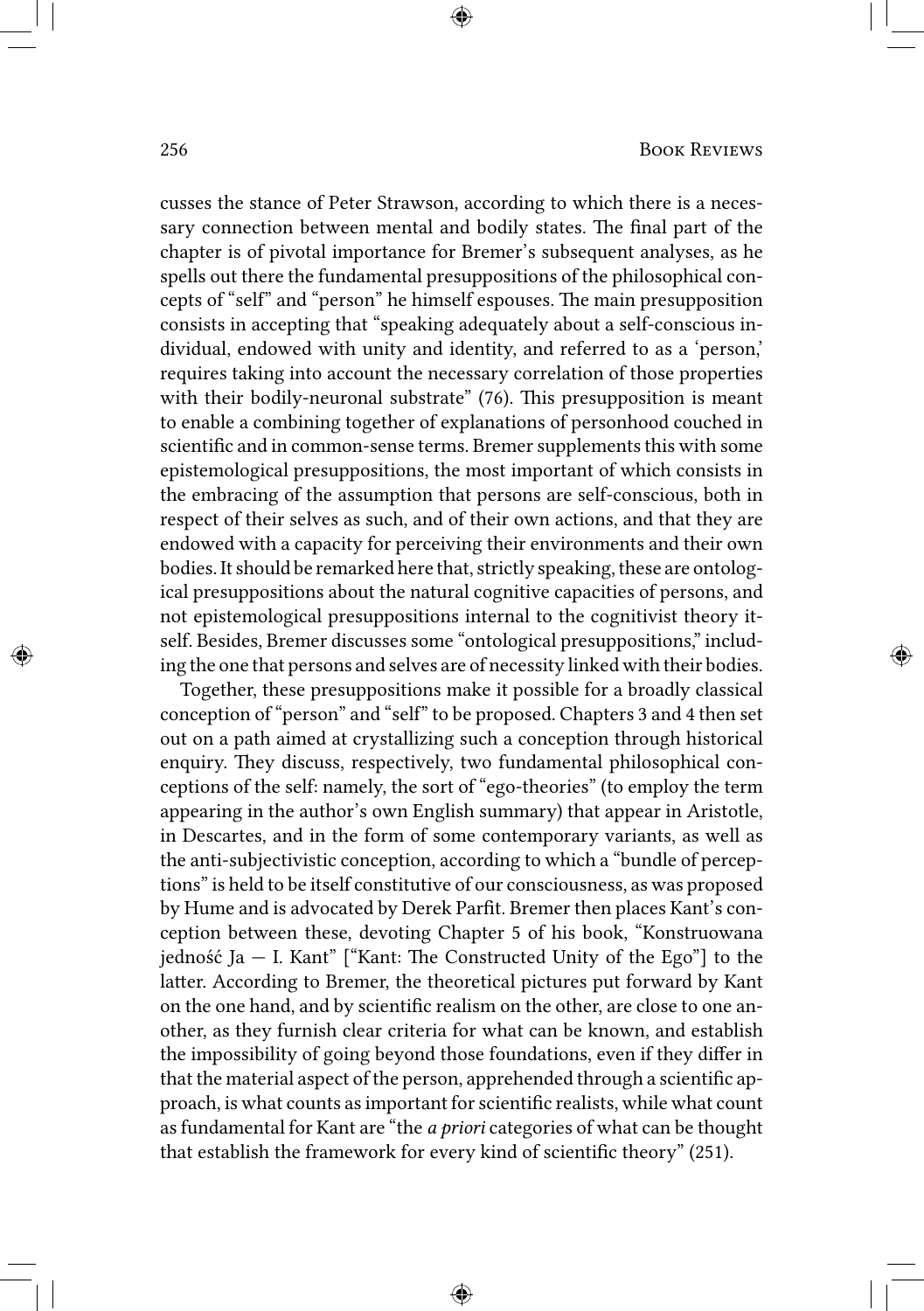cusses the stance of Peter Strawson, according to which there is a necessary connection between mental and bodily states. The final part of the chapter is of pivotal importance for Bremer's subsequent analyses, as he spells out there the fundamental presuppositions of the philosophical concepts of "self" and "person" he himself espouses. The main presupposition consists in accepting that "speaking adequately about a self-conscious individual, endowed with unity and identity, and referred to as a 'person,' requires taking into account the necessary correlation of those properties with their bodily-neuronal substrate" (76). This presupposition is meant to enable a combining together of explanations of personhood couched in scientific and in common-sense terms. Bremer supplements this with some epistemological presuppositions, the most important of which consists in the embracing of the assumption that persons are self-conscious, both in respect of their selves as such, and of their own actions, and that they are endowed with a capacity for perceiving their environments and their own bodies. It should be remarked here that, strictly speaking, these are ontological presuppositions about the natural cognitive capacities of persons, and not epistemological presuppositions internal to the cognitivist theory itself. Besides, Bremer discusses some "ontological presuppositions," including the one that persons and selves are of necessity linked with their bodies.

Together, these presuppositions make it possible for a broadly classical conception of "person" and "self" to be proposed. Chapters 3 and 4 then set out on a path aimed at crystallizing such a conception through historical enquiry. They discuss, respectively, two fundamental philosophical conceptions of the self: namely, the sort of "ego-theories" (to employ the term appearing in the author's own English summary) that appear in Aristotle, in Descartes, and in the form of some contemporary variants, as well as the anti-subjectivistic conception, according to which a "bundle of perceptions" is held to be itself constitutive of our consciousness, as was proposed by Hume and is advocated by Derek Parfit. Bremer then places Kant's conception between these, devoting Chapter 5 of his book, "Konstruowana jedność Ja — I. Kant" ["Kant: The Constructed Unity of the Ego"] to the latter. According to Bremer, the theoretical pictures put forward by Kant on the one hand, and by scientific realism on the other, are close to one another, as they furnish clear criteria for what can be known, and establish the impossibility of going beyond those foundations, even if they differ in that the material aspect of the person, apprehended through a scientific approach, is what counts as important for scientific realists, while what count as fundamental for Kant are "the *a priori* categories of what can be thought that establish the framework for every kind of scientific theory" (251).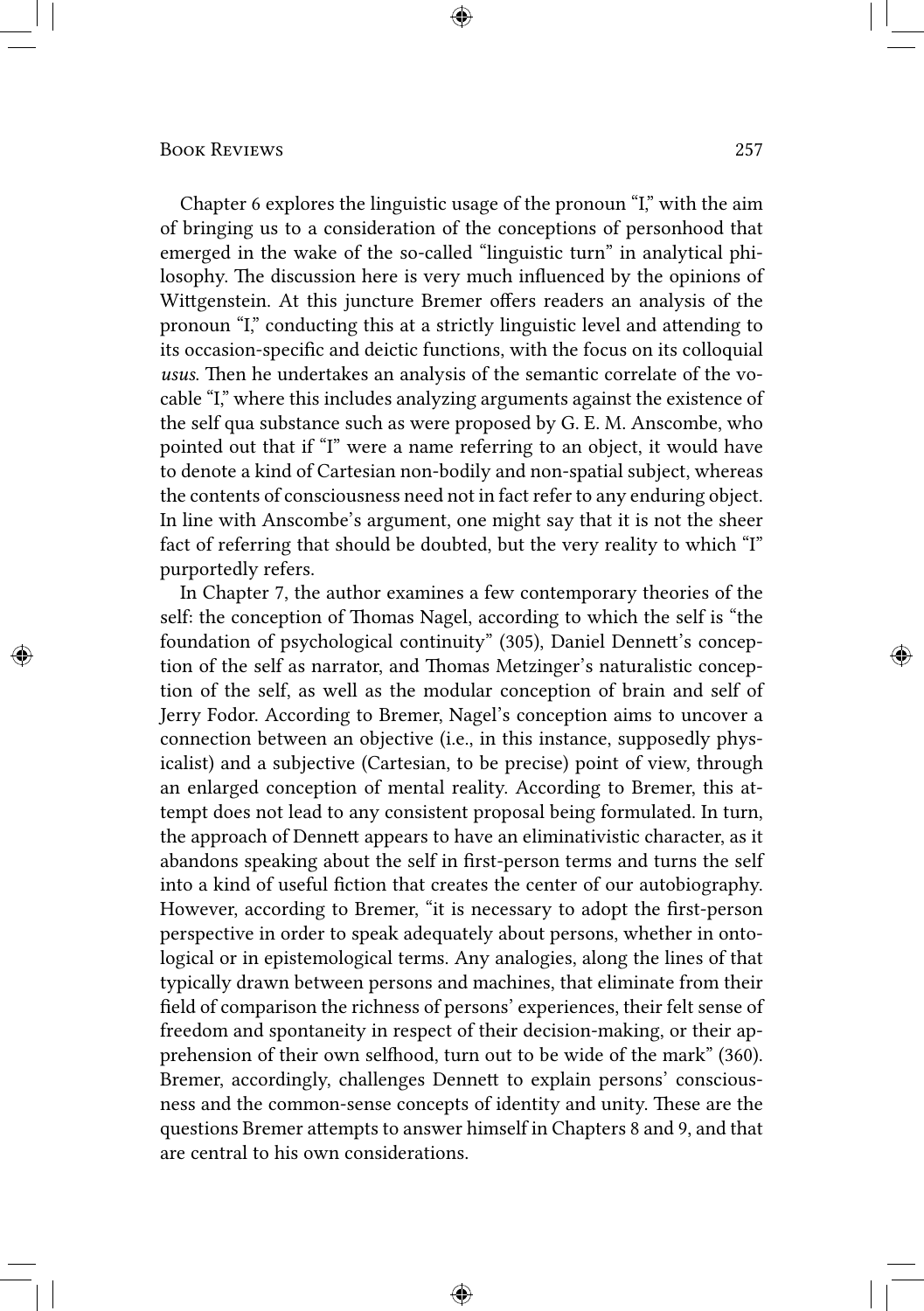Chapter 6 explores the linguistic usage of the pronoun "I," with the aim of bringing us to a consideration of the conceptions of personhood that emerged in the wake of the so-called "linguistic turn" in analytical philosophy. The discussion here is very much influenced by the opinions of Wittgenstein. At this juncture Bremer offers readers an analysis of the pronoun "I," conducting this at a strictly linguistic level and attending to its occasion-specific and deictic functions, with the focus on its colloquial *usus*. Then he undertakes an analysis of the semantic correlate of the vocable "I," where this includes analyzing arguments against the existence of the self qua substance such as were proposed by G. E. M. Anscombe, who pointed out that if "I" were a name referring to an object, it would have to denote a kind of Cartesian non-bodily and non-spatial subject, whereas the contents of consciousness need not in fact refer to any enduring object. In line with Anscombe's argument, one might say that it is not the sheer fact of referring that should be doubted, but the very reality to which "I" purportedly refers.

In Chapter 7, the author examines a few contemporary theories of the self: the conception of Thomas Nagel, according to which the self is "the foundation of psychological continuity" (305), Daniel Dennett's conception of the self as narrator, and Thomas Metzinger's naturalistic conception of the self, as well as the modular conception of brain and self of Jerry Fodor. According to Bremer, Nagel's conception aims to uncover a connection between an objective (i.e., in this instance, supposedly physicalist) and a subjective (Cartesian, to be precise) point of view, through an enlarged conception of mental reality. According to Bremer, this attempt does not lead to any consistent proposal being formulated. In turn, the approach of Dennett appears to have an eliminativistic character, as it abandons speaking about the self in first-person terms and turns the self into a kind of useful fiction that creates the center of our autobiography. However, according to Bremer, "it is necessary to adopt the first-person perspective in order to speak adequately about persons, whether in ontological or in epistemological terms. Any analogies, along the lines of that typically drawn between persons and machines, that eliminate from their field of comparison the richness of persons' experiences, their felt sense of freedom and spontaneity in respect of their decision-making, or their apprehension of their own selfhood, turn out to be wide of the mark" (360). Bremer, accordingly, challenges Dennett to explain persons' consciousness and the common-sense concepts of identity and unity. These are the questions Bremer attempts to answer himself in Chapters 8 and 9, and that are central to his own considerations.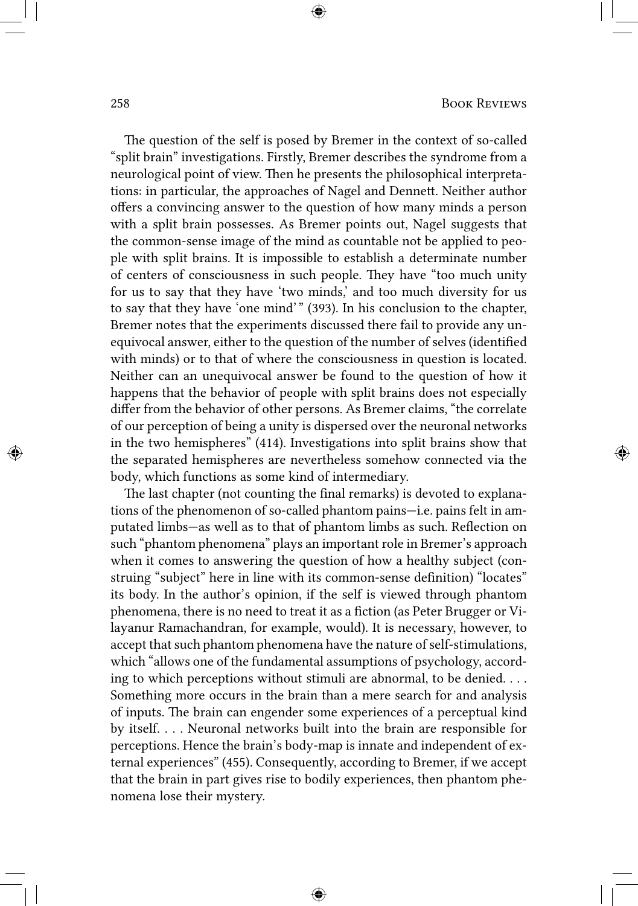The question of the self is posed by Bremer in the context of so-called "split brain" investigations. Firstly, Bremer describes the syndrome from a neurological point of view. Then he presents the philosophical interpretations: in particular, the approaches of Nagel and Dennett. Neither author offers a convincing answer to the question of how many minds a person with a split brain possesses. As Bremer points out, Nagel suggests that the common-sense image of the mind as countable not be applied to people with split brains. It is impossible to establish a determinate number of centers of consciousness in such people. They have "too much unity for us to say that they have 'two minds,' and too much diversity for us to say that they have 'one mind'" (393). In his conclusion to the chapter, Bremer notes that the experiments discussed there fail to provide any unequivocal answer, either to the question of the number of selves (identified with minds) or to that of where the consciousness in question is located. Neither can an unequivocal answer be found to the question of how it happens that the behavior of people with split brains does not especially differ from the behavior of other persons. As Bremer claims, "the correlate of our perception of being a unity is dispersed over the neuronal networks in the two hemispheres" (414). Investigations into split brains show that the separated hemispheres are nevertheless somehow connected via the body, which functions as some kind of intermediary.

The last chapter (not counting the final remarks) is devoted to explanations of the phenomenon of so-called phantom pains—i.e. pains felt in amputated limbs—as well as to that of phantom limbs as such. Reflection on such "phantom phenomena" plays an important role in Bremer's approach when it comes to answering the question of how a healthy subject (construing "subject" here in line with its common-sense definition) "locates" its body. In the author's opinion, if the self is viewed through phantom phenomena, there is no need to treat it as a fiction (as Peter Brugger or Vilayanur Ramachandran, for example, would). It is necessary, however, to accept that such phantom phenomena have the nature of self-stimulations, which "allows one of the fundamental assumptions of psychology, according to which perceptions without stimuli are abnormal, to be denied. . . . Something more occurs in the brain than a mere search for and analysis of inputs. The brain can engender some experiences of a perceptual kind by itself. . . . Neuronal networks built into the brain are responsible for perceptions. Hence the brain's body-map is innate and independent of external experiences" (455). Consequently, according to Bremer, if we accept that the brain in part gives rise to bodily experiences, then phantom phenomena lose their mystery.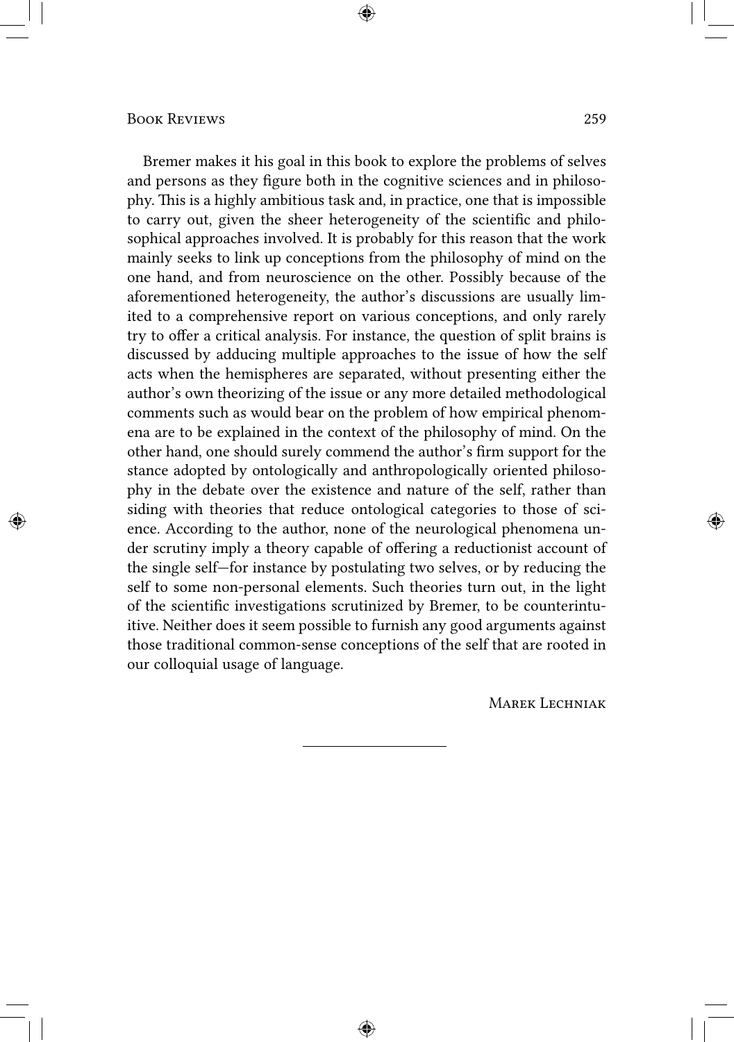Bremer makes it his goal in this book to explore the problems of selves and persons as they figure both in the cognitive sciences and in philosophy. This is a highly ambitious task and, in practice, one that is impossible to carry out, given the sheer heterogeneity of the scientific and philosophical approaches involved. It is probably for this reason that the work mainly seeks to link up conceptions from the philosophy of mind on the one hand, and from neuroscience on the other. Possibly because of the aforementioned heterogeneity, the author's discussions are usually limited to a comprehensive report on various conceptions, and only rarely try to offer a critical analysis. For instance, the question of split brains is discussed by adducing multiple approaches to the issue of how the self acts when the hemispheres are separated, without presenting either the author's own theorizing of the issue or any more detailed methodological comments such as would bear on the problem of how empirical phenomena are to be explained in the context of the philosophy of mind. On the other hand, one should surely commend the author's firm support for the stance adopted by ontologically and anthropologically oriented philosophy in the debate over the existence and nature of the self, rather than siding with theories that reduce ontological categories to those of science. According to the author, none of the neurological phenomena under scrutiny imply a theory capable of offering a reductionist account of the single self—for instance by postulating two selves, or by reducing the self to some non-personal elements. Such theories turn out, in the light of the scientific investigations scrutinized by Bremer, to be counterintuitive. Neither does it seem possible to furnish any good arguments against those traditional common-sense conceptions of the self that are rooted in our colloquial usage of language.

Marek Lechniak